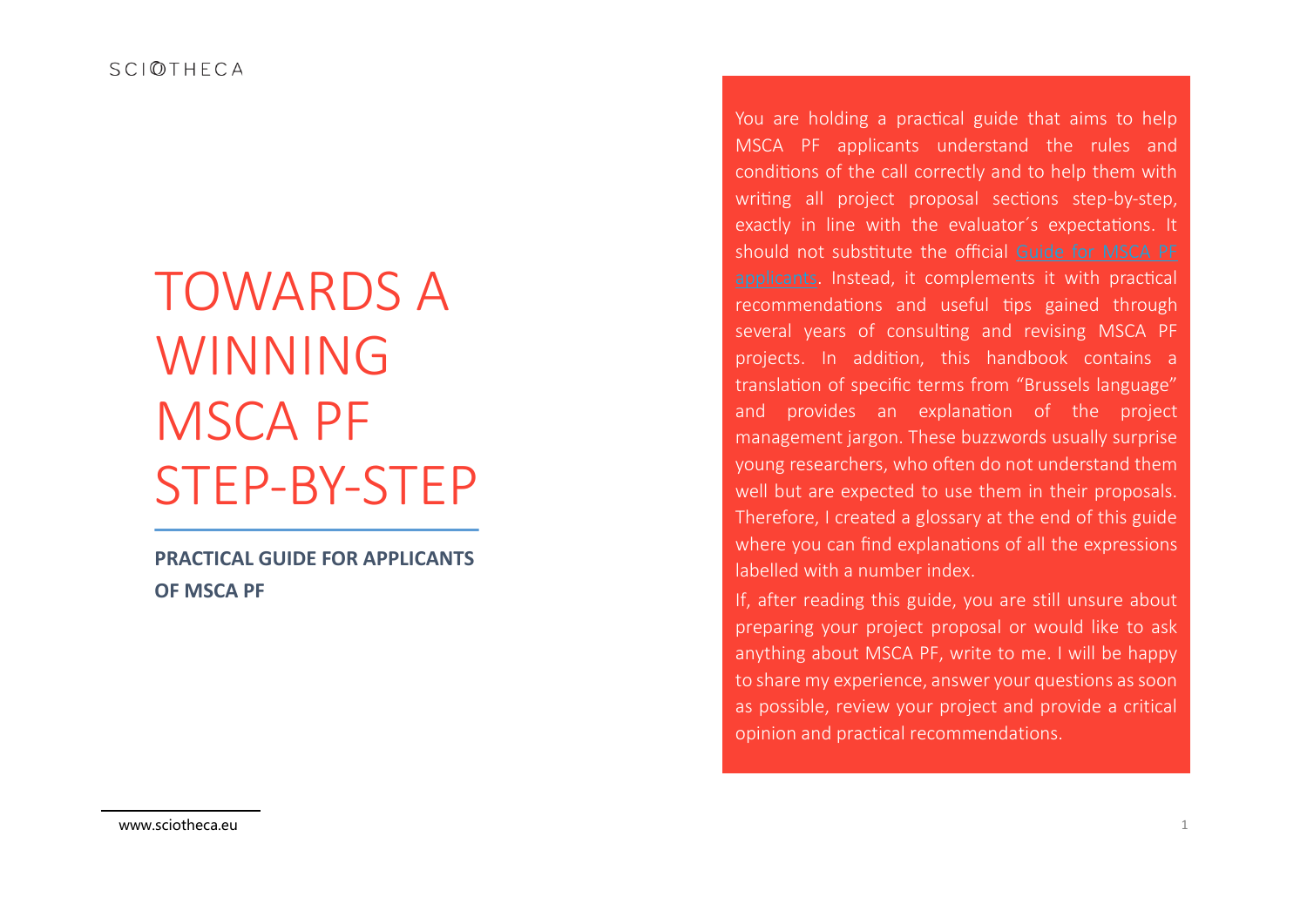SCIOTHECA

# TOWARDS A WINNING MSCA PF STEP-BY-STEP

**PRACTICAL GUIDE FOR APPLICANTS OF MSCA PF**

You are holding a practical guide that aims to help MSCA PF applicants understand the rules and conditions of the call correctly and to help them with writing all project proposal sections step-by-step, exactly in line with the evaluator´s expectations. It should not substitute the official Guide for MSCA PF applicants. Instead, it complements it with practical recommendations and useful tips gained through several years of consulting and revising MSCA PF projects. In addition, this handbook contains a translation of specific terms from "Brussels language" and provides an explanation of the project management jargon. These buzzwords usually surprise young researchers, who often do not understand them well but are expected to use them in their proposals. Therefore, I created a glossary at the end of this guide where you can find explanations of all the expressions labelled with a number index.

If, after reading this guide, you are still unsure about preparing your project proposal or would like to ask anything about MSCA PF, write to me. I will be happy to share my experience, answer your questions as soon as possible, review your project and provide a critical opinion and practical recommendations.

www.sciotheca.eu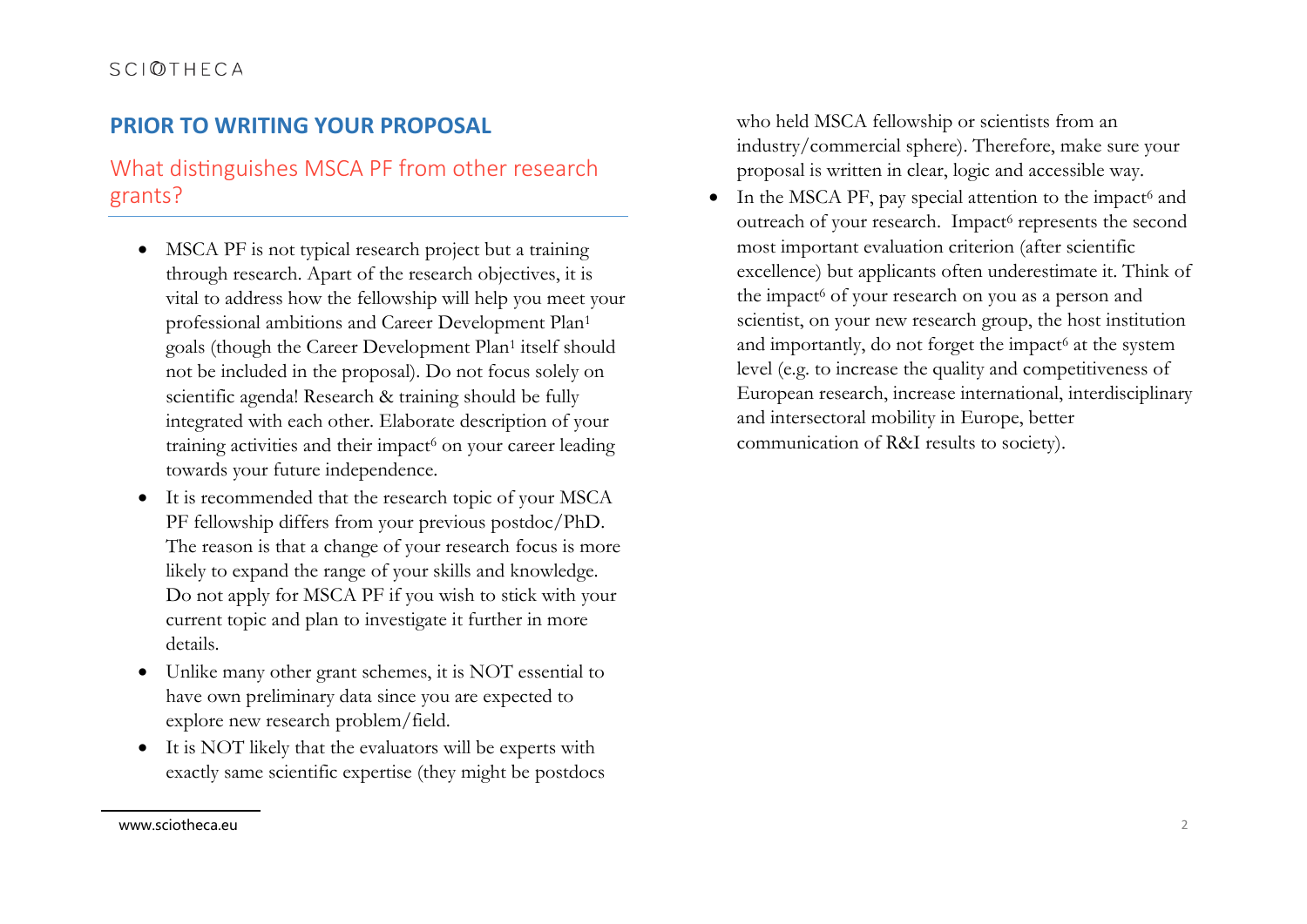## PRIOR TO WRITING YOUR PROPOSAL

### What distinguishes MSCA PF from other research grants?

- MSCA PF is not typical research project but a training through research. Apart of the research objectives, it is vital to address how the fellowship will help you meet your professional ambitions and Career Development Plan[1] goals (though the Career Development Plan[1] itself should not be included in the proposal). Do not focus solely on scientific agenda! Research & training should be fully integrated with each other. Elaborate description of your training activities and their impact[6] on your career leading towards your future independence.
- It is recommended that the research topic of your MSCA PF fellowship differs from your previous postdoc/PhD. The reason is that a change of your research focus is more likely to expand the range of your skills and knowledge. Do not apply for MSCA PF if you wish to stick with your current topic and plan to investigate it further in more details.
- Unlike many other grant schemes, it is NOT essential to have own preliminary data since you are expected to explore new research problem/field.
- It is NOT likely that the evaluators will be experts with exactly same scientific expertise (they might be postdocs who held MSCA fellowship or scientists from an industry/commercial sphere). Therefore, make sure your proposal is written in clear, logic and accessible way.
- In the MSCA PF, pay special attention to the impact[6] and outreach of your research. Impact[6] represents the second most important evaluation criterion (after scientific excellence) but applicants often underestimate it. Think of the impact[6] of your research on you as a person and scientist, on your new research group, the host institution and importantly, do not forget the impact[6] at the system level (e.g. to increase the quality and competitiveness of European research, increase international, interdisciplinary and intersectoral mobility in Europe, better communication of R&I results to society).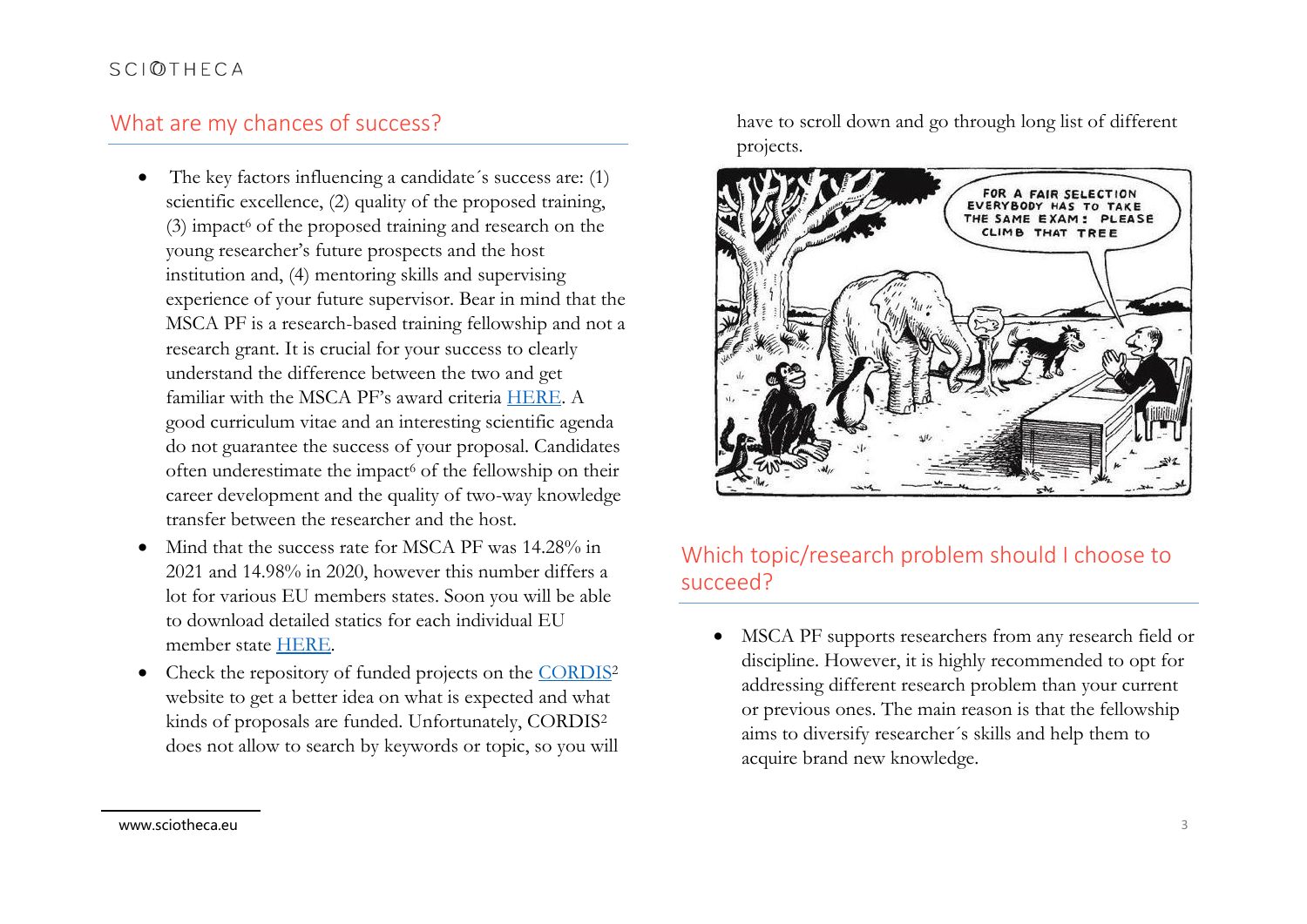## What are my chances of success?

- The key factors influencing a candidate´s success are: (1) scientific excellence, (2) quality of the proposed training, (3) impact[6] of the proposed training and research on the young researcher's future prospects and the host institution and, (4) mentoring skills and supervising experience of your future supervisor. Bear in mind that the MSCA PF is a research-based training fellowship and not a research grant. It is crucial for your success to clearly understand the difference between the two and get familiar with the MSCA PF's award criteria HERE. A good curriculum vitae and an interesting scientific agenda do not guarantee the success of your proposal. Candidates often underestimate the impact[6] of the fellowship on their career development and the quality of two-way knowledge transfer between the researcher and the host.
- Mind that the success rate for MSCA PF was 14.28% in 2021 and 14.98% in 2020, however this number differs a lot for various EU members states. Soon you will be able to download detailed statics for each individual EU member state HERE.
- Check the repository of funded projects on the CORDIS[2] website to get a better idea on what is expected and what kinds of proposals are funded. Unfortunately, CORDIS[2] does not allow to search by keywords or topic, so you will have to scroll down and go through long list of different projects.

## Which topic/research problem should I choose to succeed?

- MSCA PF supports researchers from any research field or discipline. However, it is highly recommended to opt for addressing different research problem than your current or previous ones. The main reason is that the fellowship aims to diversify researcher´s skills and help them to acquire brand new knowledge.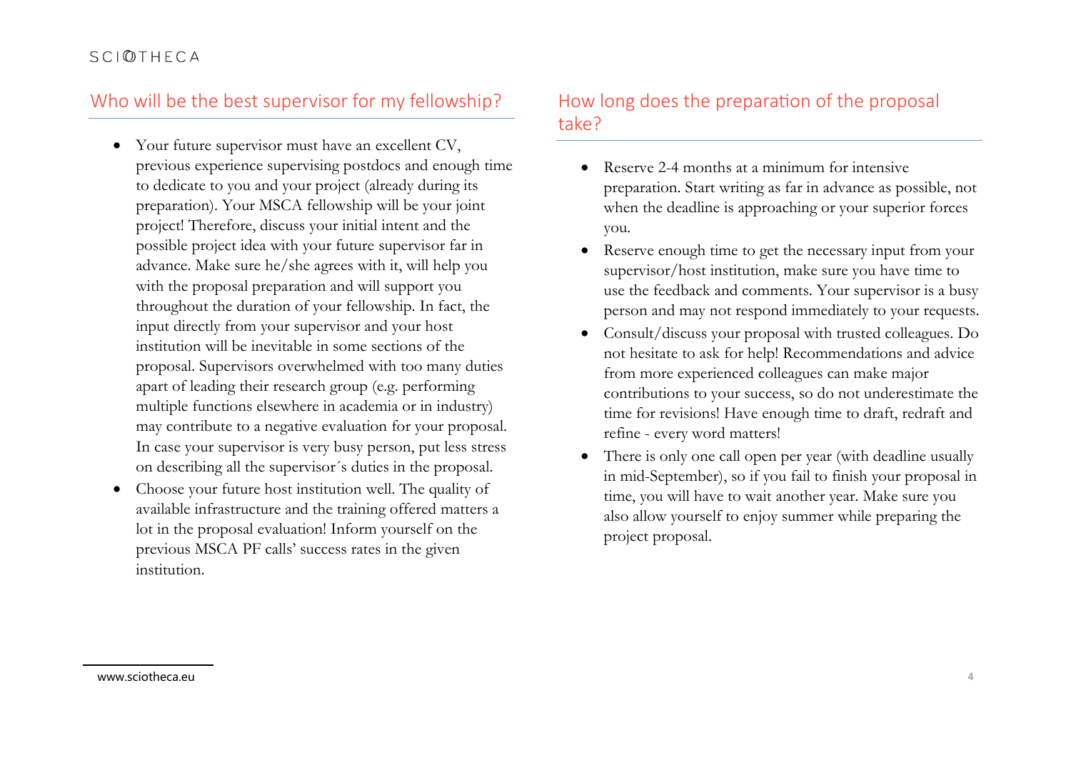## Who will be the best supervisor for my fellowship?

- Your future supervisor must have an excellent CV, previous experience supervising postdocs and enough time to dedicate to you and your project (already during its preparation). Your MSCA fellowship will be your joint project! Therefore, discuss your initial intent and the possible project idea with your future supervisor far in advance. Make sure he/she agrees with it, will help you with the proposal preparation and will support you throughout the duration of your fellowship. In fact, the input directly from your supervisor and your host institution will be inevitable in some sections of the proposal. Supervisors overwhelmed with too many duties apart of leading their research group (e.g. performing multiple functions elsewhere in academia or in industry) may contribute to a negative evaluation for your proposal. In case your supervisor is very busy person, put less stress on describing all the supervisor´s duties in the proposal.
- Choose your future host institution well. The quality of available infrastructure and the training offered matters a lot in the proposal evaluation! Inform yourself on the previous MSCA PF calls' success rates in the given institution.

## How long does the preparation of the proposal take?

- Reserve 2-4 months at a minimum for intensive preparation. Start writing as far in advance as possible, not when the deadline is approaching or your superior forces you.
- Reserve enough time to get the necessary input from your supervisor/host institution, make sure you have time to use the feedback and comments. Your supervisor is a busy person and may not respond immediately to your requests.
- Consult/discuss your proposal with trusted colleagues. Do not hesitate to ask for help! Recommendations and advice from more experienced colleagues can make major contributions to your success, so do not underestimate the time for revisions! Have enough time to draft, redraft and refine - every word matters!
- There is only one call open per year (with deadline usually in mid-September), so if you fail to finish your proposal in time, you will have to wait another year. Make sure you also allow yourself to enjoy summer while preparing the project proposal.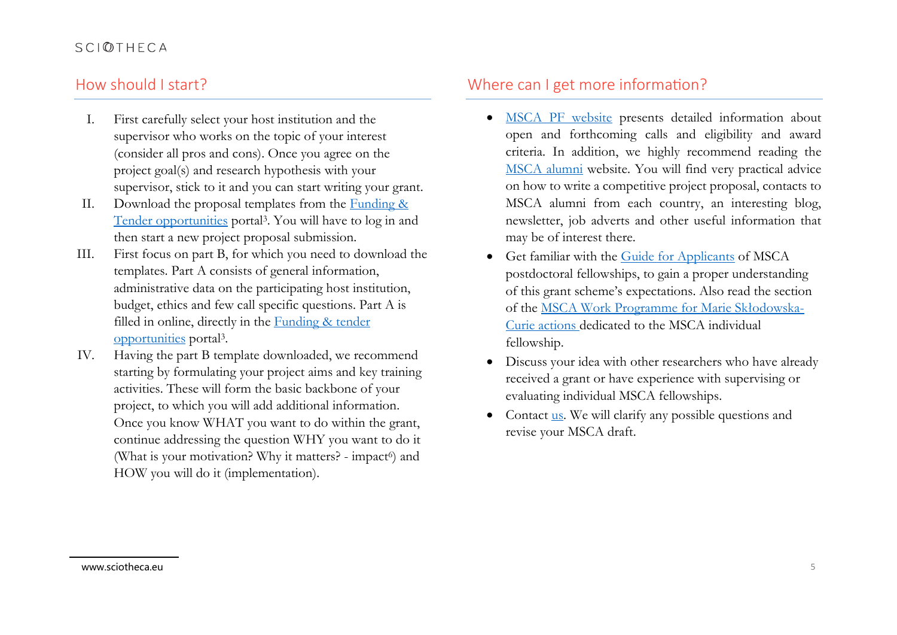## How should I start?

I. First carefully select your host institution and the supervisor who works on the topic of your interest (consider all pros and cons). Once you agree on the project goal(s) and research hypothesis with your supervisor, stick to it and you can start writing your grant.

II. Download the proposal templates from the Funding & Tender opportunities portal[3]. You will have to log in and then start a new project proposal submission.

III. First focus on part B, for which you need to download the templates. Part A consists of general information, administrative data on the participating host institution, budget, ethics and few call specific questions. Part A is filled in online, directly in the Funding & tender opportunities portal[3].

IV. Having the part B template downloaded, we recommend starting by formulating your project aims and key training activities. These will form the basic backbone of your project, to which you will add additional information. Once you know WHAT you want to do within the grant, continue addressing the question WHY you want to do it (What is your motivation? Why it matters? - impact[6]) and HOW you will do it (implementation).

## Where can I get more information?

- MSCA PF website presents detailed information about open and forthcoming calls and eligibility and award criteria. In addition, we highly recommend reading the MSCA alumni website. You will find very practical advice on how to write a competitive project proposal, contacts to MSCA alumni from each country, an interesting blog, newsletter, job adverts and other useful information that may be of interest there.
- Get familiar with the Guide for Applicants of MSCA postdoctoral fellowships, to gain a proper understanding of this grant scheme's expectations. Also read the section of the MSCA Work Programme for Marie Skłodowska-Curie actions dedicated to the MSCA individual fellowship.
- Discuss your idea with other researchers who have already received a grant or have experience with supervising or evaluating individual MSCA fellowships.
- Contact us. We will clarify any possible questions and revise your MSCA draft.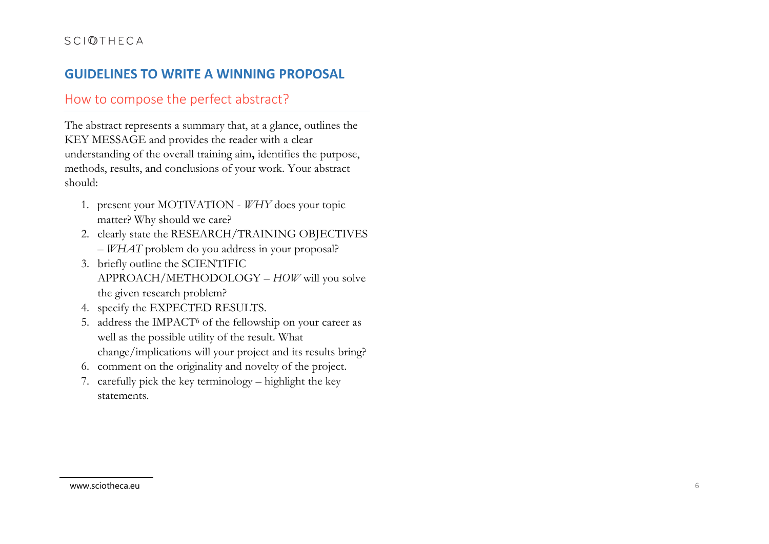## GUIDELINES TO WRITE A WINNING PROPOSAL

### How to compose the perfect abstract?

The abstract represents a summary that, at a glance, outlines the KEY MESSAGE and provides the reader with a clear understanding of the overall training aim**,** identifies the purpose, methods, results, and conclusions of your work. Your abstract should:

1. present your MOTIVATION - *WHY* does your topic matter? Why should we care?
2. clearly state the RESEARCH/TRAINING OBJECTIVES – *WHAT* problem do you address in your proposal?
3. briefly outline the SCIENTIFIC APPROACH/METHODOLOGY – *HOW* will you solve the given research problem?
4. specify the EXPECTED RESULTS.
5. address the IMPACT[6] of the fellowship on your career as well as the possible utility of the result. What change/implications will your project and its results bring?
6. comment on the originality and novelty of the project.
7. carefully pick the key terminology – highlight the key statements.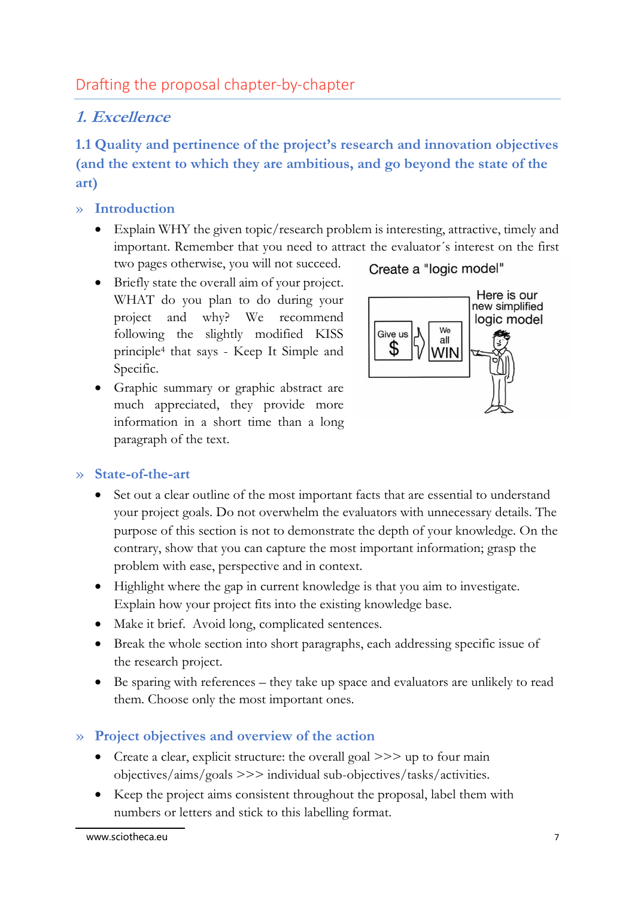## Drafting the proposal chapter-by-chapter

### *1. Excellence*

#### 1.1 Quality and pertinence of the project's research and innovation objectives (and the extent to which they are ambitious, and go beyond the state of the art)

» **Introduction**

- Explain WHY the given topic/research problem is interesting, attractive, timely and important. Remember that you need to attract the evaluator´s interest on the first two pages otherwise, you will not succeed.
- Briefly state the overall aim of your project. WHAT do you plan to do during your project and why? We recommend following the slightly modified KISS principle[4] that says - Keep It Simple and Specific.
- Graphic summary or graphic abstract are much appreciated, they provide more information in a short time than a long paragraph of the text.

» **State-of-the-art**

- Set out a clear outline of the most important facts that are essential to understand your project goals. Do not overwhelm the evaluators with unnecessary details. The purpose of this section is not to demonstrate the depth of your knowledge. On the contrary, show that you can capture the most important information; grasp the problem with ease, perspective and in context.
- Highlight where the gap in current knowledge is that you aim to investigate. Explain how your project fits into the existing knowledge base.
- Make it brief. Avoid long, complicated sentences.
- Break the whole section into short paragraphs, each addressing specific issue of the research project.
- Be sparing with references – they take up space and evaluators are unlikely to read them. Choose only the most important ones.

» **Project objectives and overview of the action**

- Create a clear, explicit structure: the overall goal >>> up to four main objectives/aims/goals >>> individual sub-objectives/tasks/activities.
- Keep the project aims consistent throughout the proposal, label them with numbers or letters and stick to this labelling format.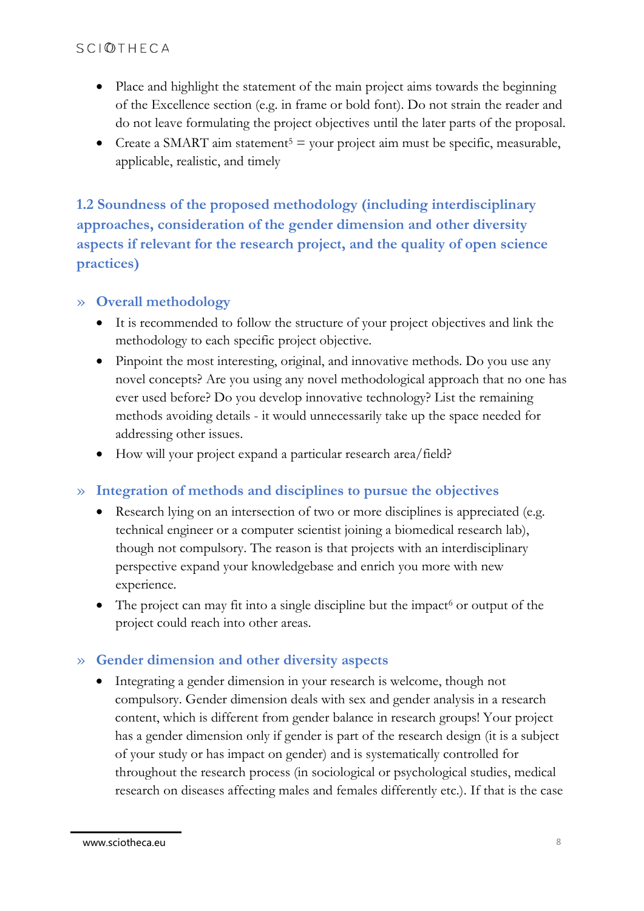- Place and highlight the statement of the main project aims towards the beginning of the Excellence section (e.g. in frame or bold font). Do not strain the reader and do not leave formulating the project objectives until the later parts of the proposal.
- Create a SMART aim statement[5] = your project aim must be specific, measurable, applicable, realistic, and timely

## 1.2 Soundness of the proposed methodology (including interdisciplinary approaches, consideration of the gender dimension and other diversity aspects if relevant for the research project, and the quality of open science practices)

### » Overall methodology

- It is recommended to follow the structure of your project objectives and link the methodology to each specific project objective.
- Pinpoint the most interesting, original, and innovative methods. Do you use any novel concepts? Are you using any novel methodological approach that no one has ever used before? Do you develop innovative technology? List the remaining methods avoiding details - it would unnecessarily take up the space needed for addressing other issues.
- How will your project expand a particular research area/field?

### » Integration of methods and disciplines to pursue the objectives

- Research lying on an intersection of two or more disciplines is appreciated (e.g. technical engineer or a computer scientist joining a biomedical research lab), though not compulsory. The reason is that projects with an interdisciplinary perspective expand your knowledgebase and enrich you more with new experience.
- The project can may fit into a single discipline but the impact[6] or output of the project could reach into other areas.

### » Gender dimension and other diversity aspects

- Integrating a gender dimension in your research is welcome, though not compulsory. Gender dimension deals with sex and gender analysis in a research content, which is different from gender balance in research groups! Your project has a gender dimension only if gender is part of the research design (it is a subject of your study or has impact on gender) and is systematically controlled for throughout the research process (in sociological or psychological studies, medical research on diseases affecting males and females differently etc.). If that is the case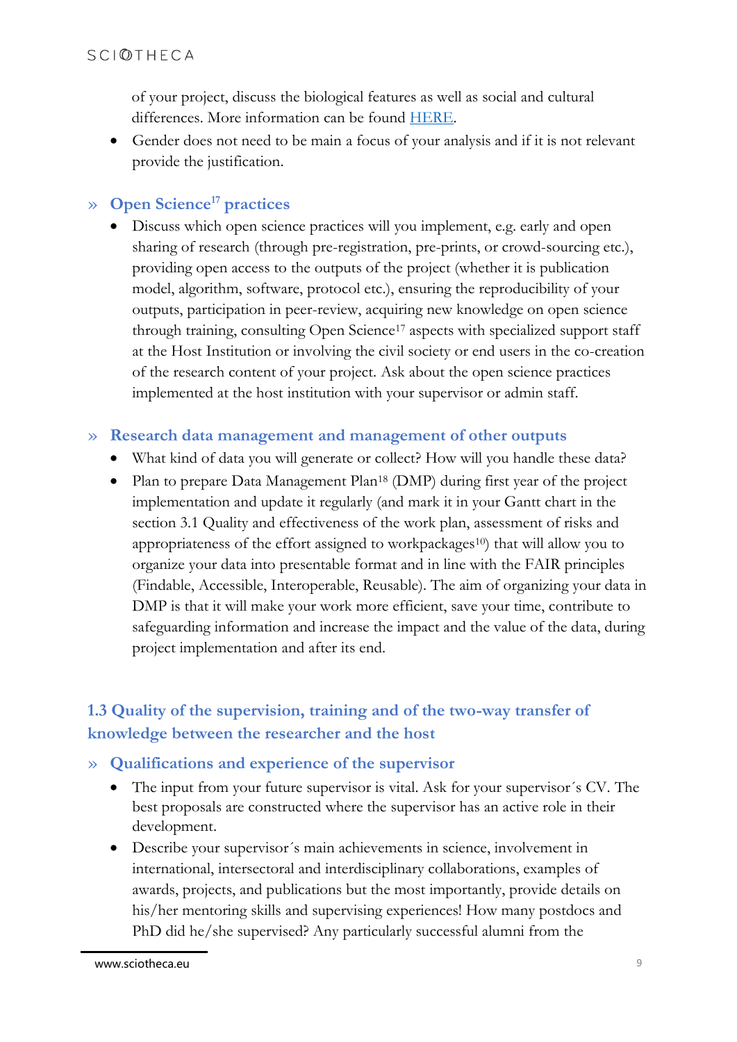of your project, discuss the biological features as well as social and cultural differences. More information can be found HERE.

- Gender does not need to be main a focus of your analysis and if it is not relevant provide the justification.

### » Open Science[17] practices

- Discuss which open science practices will you implement, e.g. early and open sharing of research (through pre-registration, pre-prints, or crowd-sourcing etc.), providing open access to the outputs of the project (whether it is publication model, algorithm, software, protocol etc.), ensuring the reproducibility of your outputs, participation in peer-review, acquiring new knowledge on open science through training, consulting Open Science[17] aspects with specialized support staff at the Host Institution or involving the civil society or end users in the co-creation of the research content of your project. Ask about the open science practices implemented at the host institution with your supervisor or admin staff.

### » Research data management and management of other outputs

- What kind of data you will generate or collect? How will you handle these data?
- Plan to prepare Data Management Plan[18] (DMP) during first year of the project implementation and update it regularly (and mark it in your Gantt chart in the section 3.1 Quality and effectiveness of the work plan, assessment of risks and appropriateness of the effort assigned to workpackages[10]) that will allow you to organize your data into presentable format and in line with the FAIR principles (Findable, Accessible, Interoperable, Reusable). The aim of organizing your data in DMP is that it will make your work more efficient, save your time, contribute to safeguarding information and increase the impact and the value of the data, during project implementation and after its end.

## 1.3 Quality of the supervision, training and of the two-way transfer of knowledge between the researcher and the host

### » Qualifications and experience of the supervisor

- The input from your future supervisor is vital. Ask for your supervisor´s CV. The best proposals are constructed where the supervisor has an active role in their development.
- Describe your supervisor´s main achievements in science, involvement in international, intersectoral and interdisciplinary collaborations, examples of awards, projects, and publications but the most importantly, provide details on his/her mentoring skills and supervising experiences! How many postdocs and PhD did he/she supervised? Any particularly successful alumni from the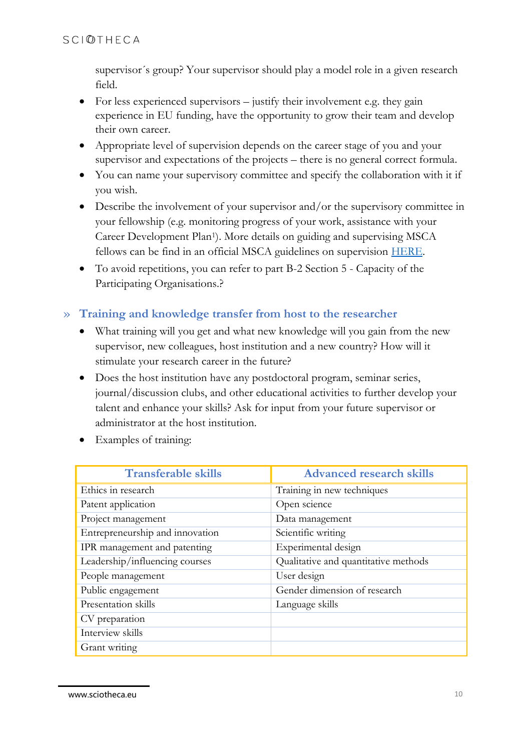supervisor´s group? Your supervisor should play a model role in a given research field.

- For less experienced supervisors – justify their involvement e.g. they gain experience in EU funding, have the opportunity to grow their team and develop their own career.
- Appropriate level of supervision depends on the career stage of you and your supervisor and expectations of the projects – there is no general correct formula.
- You can name your supervisory committee and specify the collaboration with it if you wish.
- Describe the involvement of your supervisor and/or the supervisory committee in your fellowship (e.g. monitoring progress of your work, assistance with your Career Development Plan[1]). More details on guiding and supervising MSCA fellows can be find in an official MSCA guidelines on supervision [HERE](#).
- To avoid repetitions, you can refer to part B-2 Section 5 - Capacity of the Participating Organisations.?

### » Training and knowledge transfer from host to the researcher

- What training will you get and what new knowledge will you gain from the new supervisor, new colleagues, host institution and a new country? How will it stimulate your research career in the future?
- Does the host institution have any postdoctoral program, seminar series, journal/discussion clubs, and other educational activities to further develop your talent and enhance your skills? Ask for input from your future supervisor or administrator at the host institution.
- Examples of training:

| Transferable skills | Advanced research skills |
|---|---|
| Ethics in research | Training in new techniques |
| Patent application | Open science |
| Project management | Data management |
| Entrepreneurship and innovation | Scientific writing |
| IPR management and patenting | Experimental design |
| Leadership/influencing courses | Qualitative and quantitative methods |
| People management | User design |
| Public engagement | Gender dimension of research |
| Presentation skills | Language skills |
| CV preparation | |
| Interview skills | |
| Grant writing | |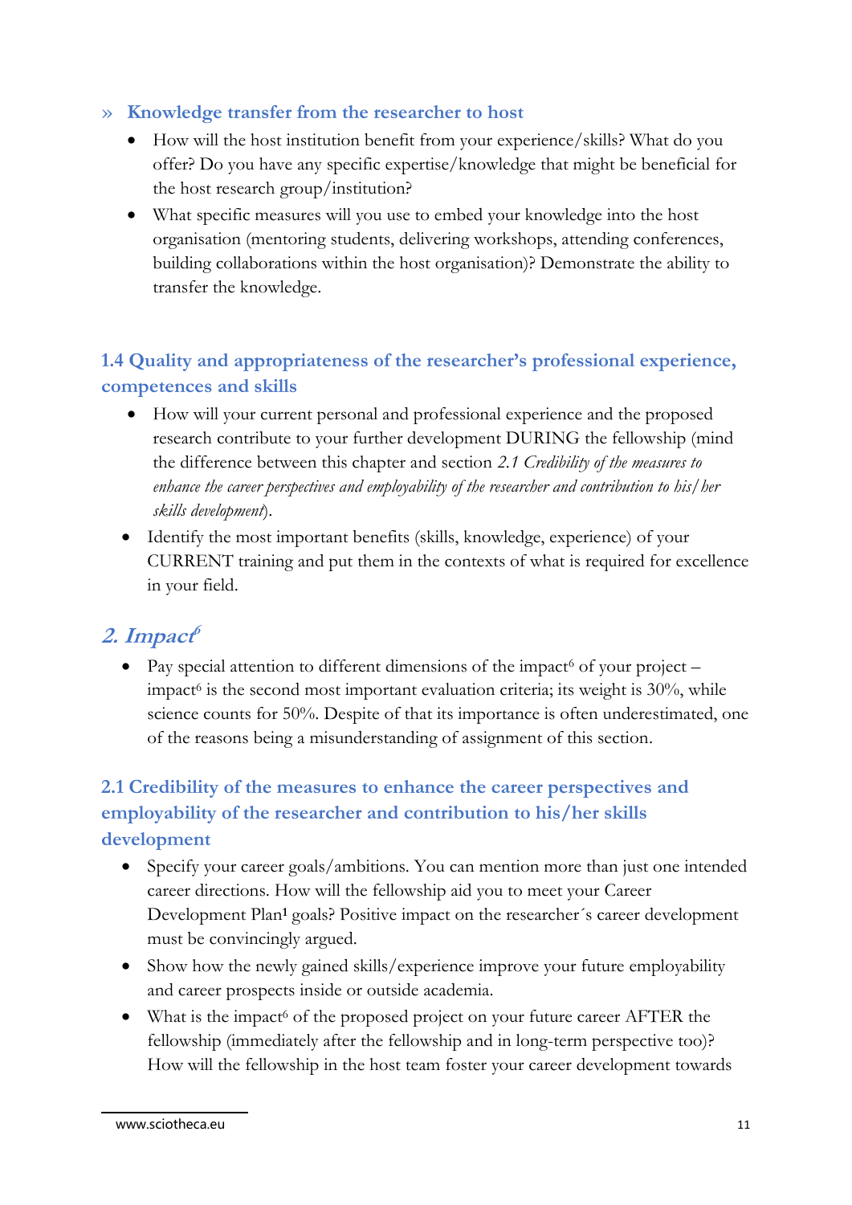» **Knowledge transfer from the researcher to host**

- How will the host institution benefit from your experience/skills? What do you offer? Do you have any specific expertise/knowledge that might be beneficial for the host research group/institution?
- What specific measures will you use to embed your knowledge into the host organisation (mentoring students, delivering workshops, attending conferences, building collaborations within the host organisation)? Demonstrate the ability to transfer the knowledge.

### 1.4 Quality and appropriateness of the researcher's professional experience, competences and skills

- How will your current personal and professional experience and the proposed research contribute to your further development DURING the fellowship (mind the difference between this chapter and section *2.1 Credibility of the measures to enhance the career perspectives and employability of the researcher and contribution to his/her skills development*).
- Identify the most important benefits (skills, knowledge, experience) of your CURRENT training and put them in the contexts of what is required for excellence in your field.

## *2. Impact*[6]

- Pay special attention to different dimensions of the impact[6] of your project – impact[6] is the second most important evaluation criteria; its weight is 30%, while science counts for 50%. Despite of that its importance is often underestimated, one of the reasons being a misunderstanding of assignment of this section.

### 2.1 Credibility of the measures to enhance the career perspectives and employability of the researcher and contribution to his/her skills development

- Specify your career goals/ambitions. You can mention more than just one intended career directions. How will the fellowship aid you to meet your Career Development Plan[1] goals? Positive impact on the researcher´s career development must be convincingly argued.
- Show how the newly gained skills/experience improve your future employability and career prospects inside or outside academia.
- What is the impact[6] of the proposed project on your future career AFTER the fellowship (immediately after the fellowship and in long-term perspective too)? How will the fellowship in the host team foster your career development towards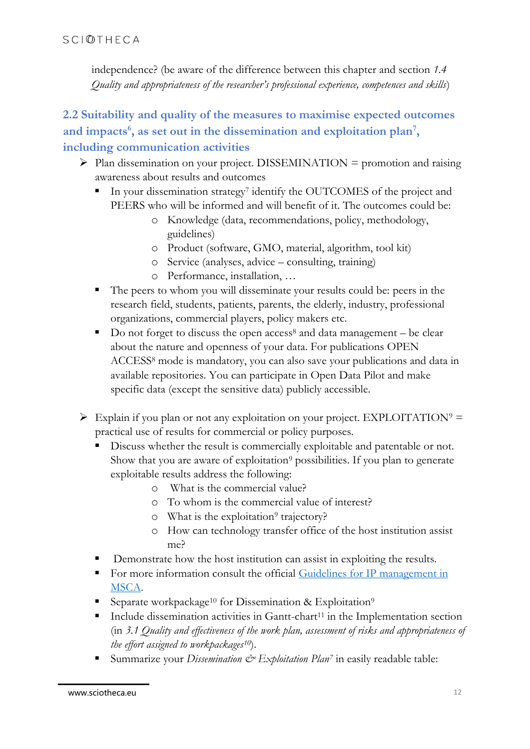independence? (be aware of the difference between this chapter and section *1.4 Quality and appropriateness of the researcher's professional experience, competences and skills*)

## 2.2 Suitability and quality of the measures to maximise expected outcomes and impacts[6], as set out in the dissemination and exploitation plan[7], including communication activities

- Plan dissemination on your project. DISSEMINATION = promotion and raising awareness about results and outcomes
  - In your dissemination strategy[7] identify the OUTCOMES of the project and PEERS who will be informed and will benefit of it. The outcomes could be:
    - Knowledge (data, recommendations, policy, methodology, guidelines)
    - Product (software, GMO, material, algorithm, tool kit)
    - Service (analyses, advice – consulting, training)
    - Performance, installation, …
  - The peers to whom you will disseminate your results could be: peers in the research field, students, patients, parents, the elderly, industry, professional organizations, commercial players, policy makers etc.
  - Do not forget to discuss the open access[8] and data management – be clear about the nature and openness of your data. For publications OPEN ACCESS[8] mode is mandatory, you can also save your publications and data in available repositories. You can participate in Open Data Pilot and make specific data (except the sensitive data) publicly accessible.

- Explain if you plan or not any exploitation on your project. EXPLOITATION[9] = practical use of results for commercial or policy purposes.
  - Discuss whether the result is commercially exploitable and patentable or not. Show that you are aware of exploitation[9] possibilities. If you plan to generate exploitable results address the following:
    - What is the commercial value?
    - To whom is the commercial value of interest?
    - What is the exploitation[9] trajectory?
    - How can technology transfer office of the host institution assist me?
  - Demonstrate how the host institution can assist in exploiting the results.
  - For more information consult the official [Guidelines for IP management in MSCA](Guidelines for IP management in MSCA).
  - Separate workpackage[10] for Dissemination & Exploitation[9]
  - Include dissemination activities in Gantt-chart[11] in the Implementation section (in *3.1 Quality and effectiveness of the work plan, assessment of risks and appropriateness of the effort assigned to workpackages[10]*).
  - Summarize your *Dissemination & Exploitation Plan[7]* in easily readable table: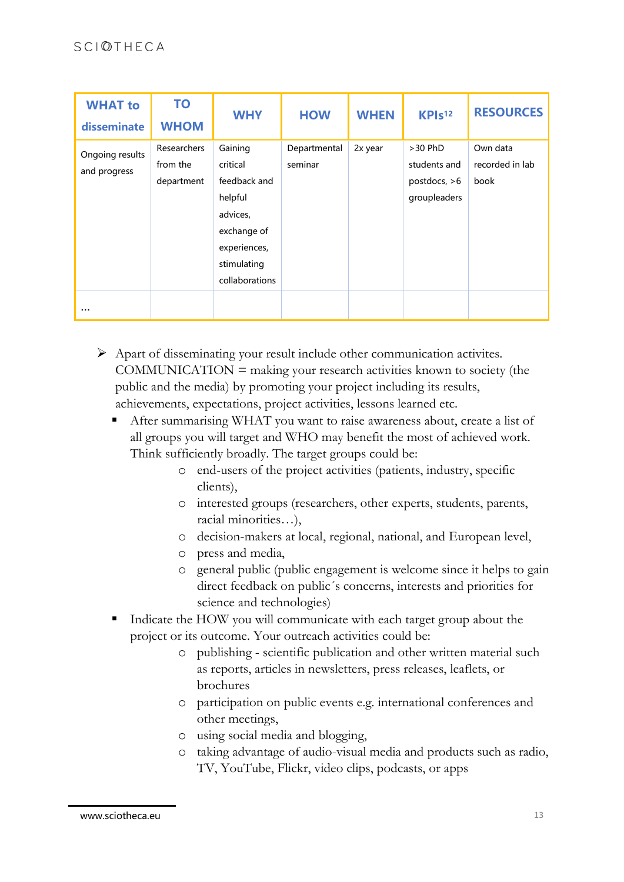| WHAT to disseminate | TO WHOM | WHY | HOW | WHEN | KPIs[12] | RESOURCES |
|---|---|---|---|---|---|---|
| Ongoing results and progress | Researchers from the department | Gaining critical feedback and helpful advices, exchange of experiences, stimulating collaborations | Departmental seminar | 2x year | >30 PhD students and postdocs, >6 groupleaders | Own data recorded in lab book |
| … | | | | | | |

- Apart of disseminating your result include other communication activites. COMMUNICATION = making your research activities known to society (the public and the media) by promoting your project including its results, achievements, expectations, project activities, lessons learned etc.
  - After summarising WHAT you want to raise awareness about, create a list of all groups you will target and WHO may benefit the most of achieved work. Think sufficiently broadly. The target groups could be:
    - end-users of the project activities (patients, industry, specific clients),
    - interested groups (researchers, other experts, students, parents, racial minorities…),
    - decision-makers at local, regional, national, and European level,
    - press and media,
    - general public (public engagement is welcome since it helps to gain direct feedback on public´s concerns, interests and priorities for science and technologies)
  - Indicate the HOW you will communicate with each target group about the project or its outcome. Your outreach activities could be:
    - publishing - scientific publication and other written material such as reports, articles in newsletters, press releases, leaflets, or brochures
    - participation on public events e.g. international conferences and other meetings,
    - using social media and blogging,
    - taking advantage of audio-visual media and products such as radio, TV, YouTube, Flickr, video clips, podcasts, or apps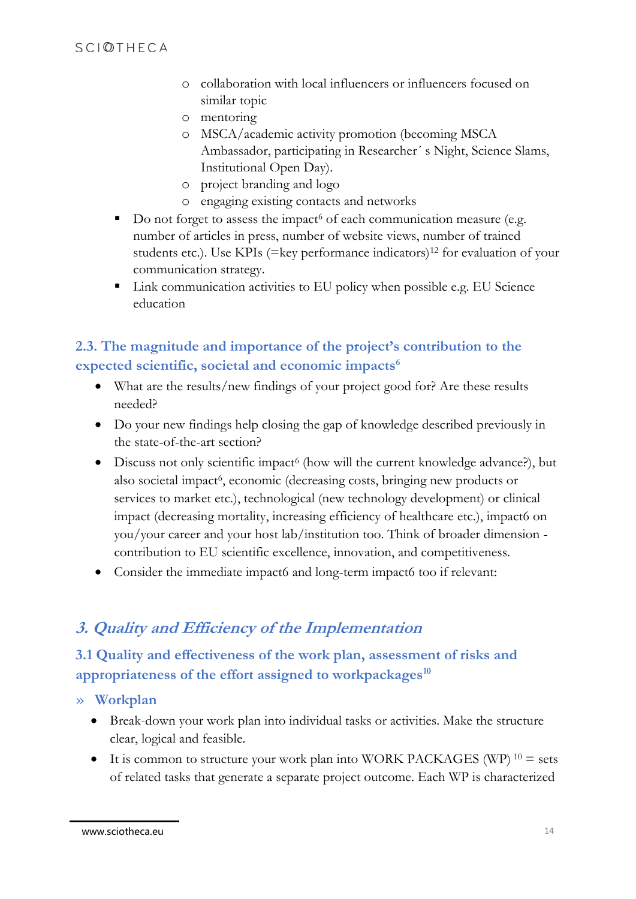- collaboration with local influencers or influencers focused on similar topic
    - mentoring
    - MSCA/academic activity promotion (becoming MSCA Ambassador, participating in Researcher´ s Night, Science Slams, Institutional Open Day).
    - project branding and logo
    - engaging existing contacts and networks
  - Do not forget to assess the impact[6] of each communication measure (e.g. number of articles in press, number of website views, number of trained students etc.). Use KPIs (=key performance indicators)[12] for evaluation of your communication strategy.
  - Link communication activities to EU policy when possible e.g. EU Science education

### 2.3. The magnitude and importance of the project's contribution to the expected scientific, societal and economic impacts[6]

- What are the results/new findings of your project good for? Are these results needed?
- Do your new findings help closing the gap of knowledge described previously in the state-of-the-art section?
- Discuss not only scientific impact[6] (how will the current knowledge advance?), but also societal impact[6], economic (decreasing costs, bringing new products or services to market etc.), technological (new technology development) or clinical impact (decreasing mortality, increasing efficiency of healthcare etc.), impact6 on you/your career and your host lab/institution too. Think of broader dimension - contribution to EU scientific excellence, innovation, and competitiveness.
- Consider the immediate impact6 and long-term impact6 too if relevant:

## *3. Quality and Efficiency of the Implementation*

### 3.1 Quality and effectiveness of the work plan, assessment of risks and appropriateness of the effort assigned to workpackages[10]

» **Workplan**

- Break-down your work plan into individual tasks or activities. Make the structure clear, logical and feasible.
- It is common to structure your work plan into WORK PACKAGES (WP) [10] = sets of related tasks that generate a separate project outcome. Each WP is characterized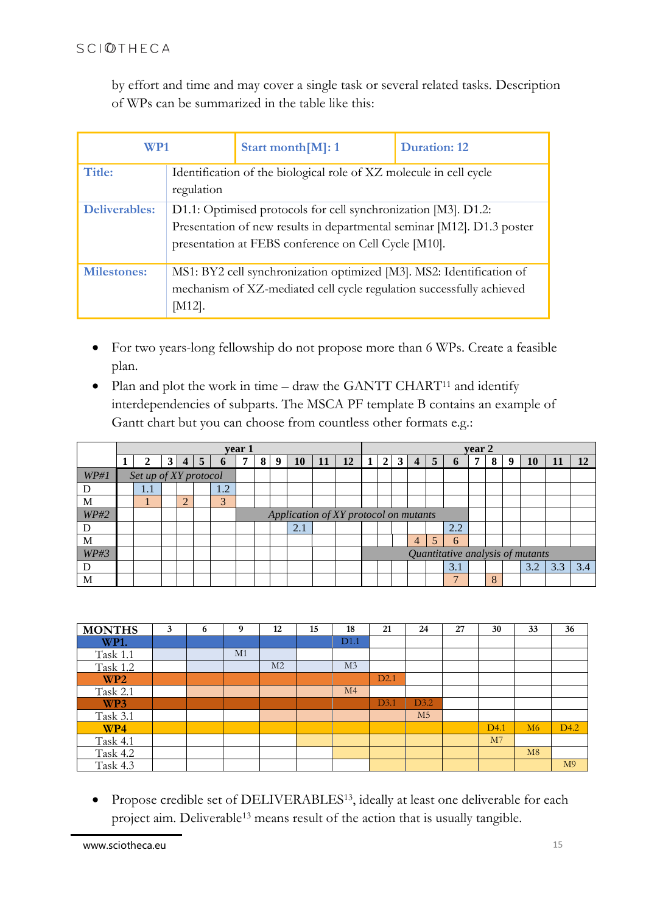by effort and time and may cover a single task or several related tasks. Description of WPs can be summarized in the table like this:

| **WP1** | **Start month[M]: 1** | **Duration: 12** |
|---|---|---|
| **Title:** | Identification of the biological role of XZ molecule in cell cycle regulation | |
| **Deliverables:** | D1.1: Optimised protocols for cell synchronization [M3]. D1.2: Presentation of new results in departmental seminar [M12]. D1.3 poster presentation at FEBS conference on Cell Cycle [M10]. | |
| **Milestones:** | MS1: BY2 cell synchronization optimized [M3]. MS2: Identification of mechanism of XZ-mediated cell cycle regulation successfully achieved [M12]. | |

- For two years-long fellowship do not propose more than 6 WPs. Create a feasible plan.
- Plan and plot the work in time – draw the GANTT CHART[11] and identify interdependencies of subparts. The MSCA PF template B contains an example of Gantt chart but you can choose from countless other formats e.g.:

| | **year 1** | | | | | | | | | | | | **year 2** | | | | | | | | | | | |
|---|---|---|---|---|---|---|---|---|---|---|---|---|---|---|---|---|---|---|---|---|---|---|---|---|
| | **1** | **2** | **3** | **4** | **5** | **6** | **7** | **8** | **9** | **10** | **11** | **12** | **1** | **2** | **3** | **4** | **5** | **6** | **7** | **8** | **9** | **10** | **11** | **12** |
| *WP#1* | *Set up of XY protocol* | | | | | | | | | | | | | | | | | | | | | | | |
| D | | 1.1 | | | | 1.2 | | | | | | | | | | | | | | | | | | |
| M | | 1 | | 2 | | 3 | | | | | | | | | | | | | | | | | | |
| *WP#2* | | | | | | | *Application of XY protocol on mutants* | | | | | | | | | | | | | | | | | |
| D | | | | | | | | | | 2.1 | | | | | | | | 2.2 | | | | | | |
| M | | | | | | | | | | | | | | | | 4 | 5 | 6 | | | | | | |
| *WP#3* | | | | | | | | | | | | | *Quantitative analysis of mutants* | | | | | | | | | | | |
| D | | | | | | | | | | | | | | | | | | 3.1 | | | | 3.2 | 3.3 | 3.4 |
| M | | | | | | | | | | | | | | | | | | 7 | | 8 | | | | |

| **MONTHS** | **3** | **6** | **9** | **12** | **15** | **18** | **21** | **24** | **27** | **30** | **33** | **36** |
|---|---|---|---|---|---|---|---|---|---|---|---|---|
| **WP1.** | | | | | | D1.1 | | | | | | |
| Task 1.1 | | | M1 | | | | | | | | | |
| Task 1.2 | | | | M2 | | M3 | | | | | | |
| **WP2** | | | | | | | D2.1 | | | | | |
| Task 2.1 | | | | | | M4 | | | | | | |
| **WP3** | | | | | | | D3.1 | D3.2 | | | | |
| Task 3.1 | | | | | | | | M5 | | | | |
| **WP4** | | | | | | | | | | D4.1 | M6 | D4.2 |
| Task 4.1 | | | | | | | | | | M7 | | |
| Task 4.2 | | | | | | | | | | | M8 | |
| Task 4.3 | | | | | | | | | | | | M9 |

- Propose credible set of DELIVERABLES[13], ideally at least one deliverable for each project aim. Deliverable[13] means result of the action that is usually tangible.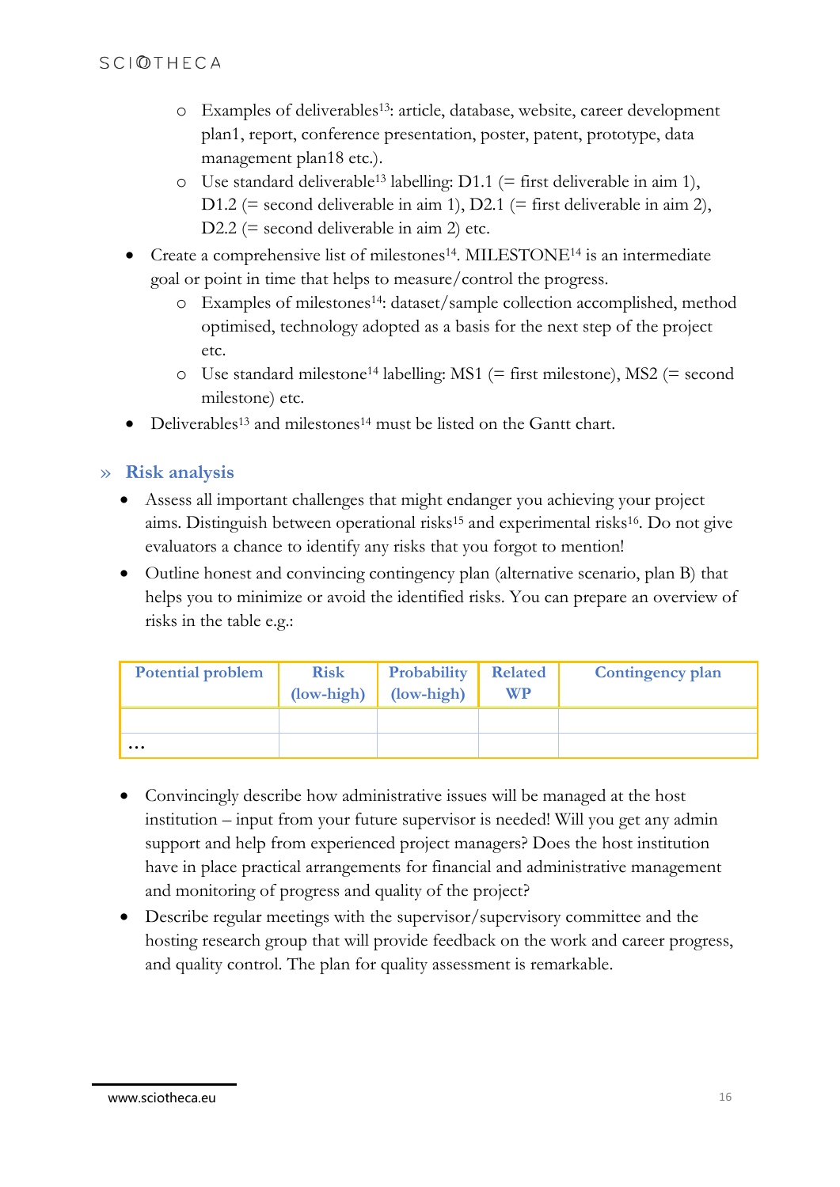- Examples of deliverables[13]: article, database, website, career development plan1, report, conference presentation, poster, patent, prototype, data management plan18 etc.).
    - Use standard deliverable[13] labelling: D1.1 (= first deliverable in aim 1), D1.2 (= second deliverable in aim 1), D2.1 (= first deliverable in aim 2), D2.2 (= second deliverable in aim 2) etc.
- Create a comprehensive list of milestones[14]. MILESTONE[14] is an intermediate goal or point in time that helps to measure/control the progress.
    - Examples of milestones[14]: dataset/sample collection accomplished, method optimised, technology adopted as a basis for the next step of the project etc.
    - Use standard milestone[14] labelling: MS1 (= first milestone), MS2 (= second milestone) etc.
- Deliverables[13] and milestones[14] must be listed on the Gantt chart.

## » Risk analysis

- Assess all important challenges that might endanger you achieving your project aims. Distinguish between operational risks[15] and experimental risks[16]. Do not give evaluators a chance to identify any risks that you forgot to mention!
- Outline honest and convincing contingency plan (alternative scenario, plan B) that helps you to minimize or avoid the identified risks. You can prepare an overview of risks in the table e.g.:

| Potential problem | Risk (low-high) | Probability (low-high) | Related WP | Contingency plan |
|---|---|---|---|---|
| | | | | |
| … | | | | |

- Convincingly describe how administrative issues will be managed at the host institution – input from your future supervisor is needed! Will you get any admin support and help from experienced project managers? Does the host institution have in place practical arrangements for financial and administrative management and monitoring of progress and quality of the project?
- Describe regular meetings with the supervisor/supervisory committee and the hosting research group that will provide feedback on the work and career progress, and quality control. The plan for quality assessment is remarkable.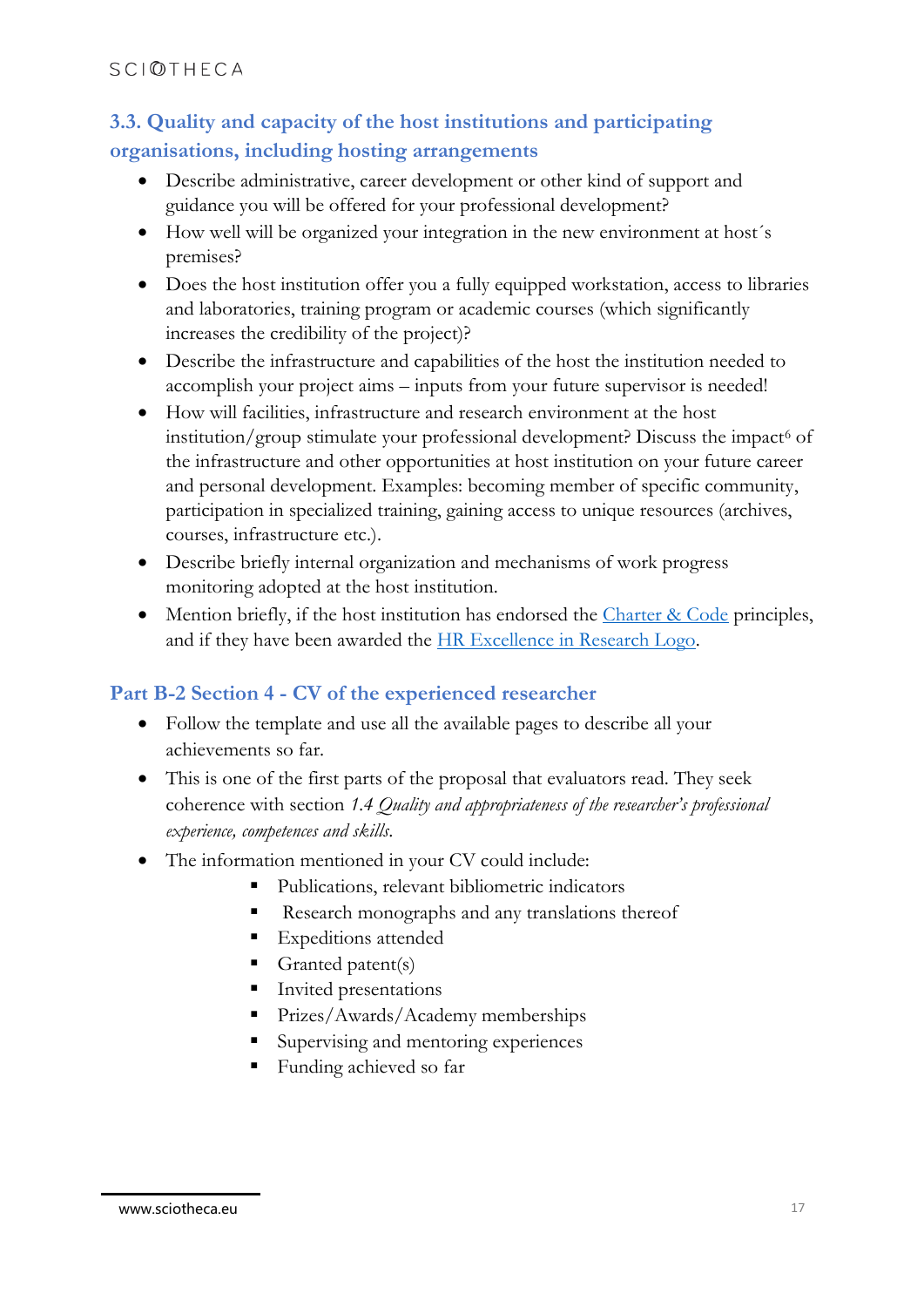## 3.3. Quality and capacity of the host institutions and participating organisations, including hosting arrangements

- Describe administrative, career development or other kind of support and guidance you will be offered for your professional development?
- How well will be organized your integration in the new environment at host´s premises?
- Does the host institution offer you a fully equipped workstation, access to libraries and laboratories, training program or academic courses (which significantly increases the credibility of the project)?
- Describe the infrastructure and capabilities of the host the institution needed to accomplish your project aims – inputs from your future supervisor is needed!
- How will facilities, infrastructure and research environment at the host institution/group stimulate your professional development? Discuss the impact[6] of the infrastructure and other opportunities at host institution on your future career and personal development. Examples: becoming member of specific community, participation in specialized training, gaining access to unique resources (archives, courses, infrastructure etc.).
- Describe briefly internal organization and mechanisms of work progress monitoring adopted at the host institution.
- Mention briefly, if the host institution has endorsed the Charter & Code principles, and if they have been awarded the HR Excellence in Research Logo.

## Part B-2 Section 4 - CV of the experienced researcher

- Follow the template and use all the available pages to describe all your achievements so far.
- This is one of the first parts of the proposal that evaluators read. They seek coherence with section *1.4 Quality and appropriateness of the researcher's professional experience, competences and skills.*
- The information mentioned in your CV could include:
  - Publications, relevant bibliometric indicators
  - Research monographs and any translations thereof
  - Expeditions attended
  - Granted patent(s)
  - Invited presentations
  - Prizes/Awards/Academy memberships
  - Supervising and mentoring experiences
  - Funding achieved so far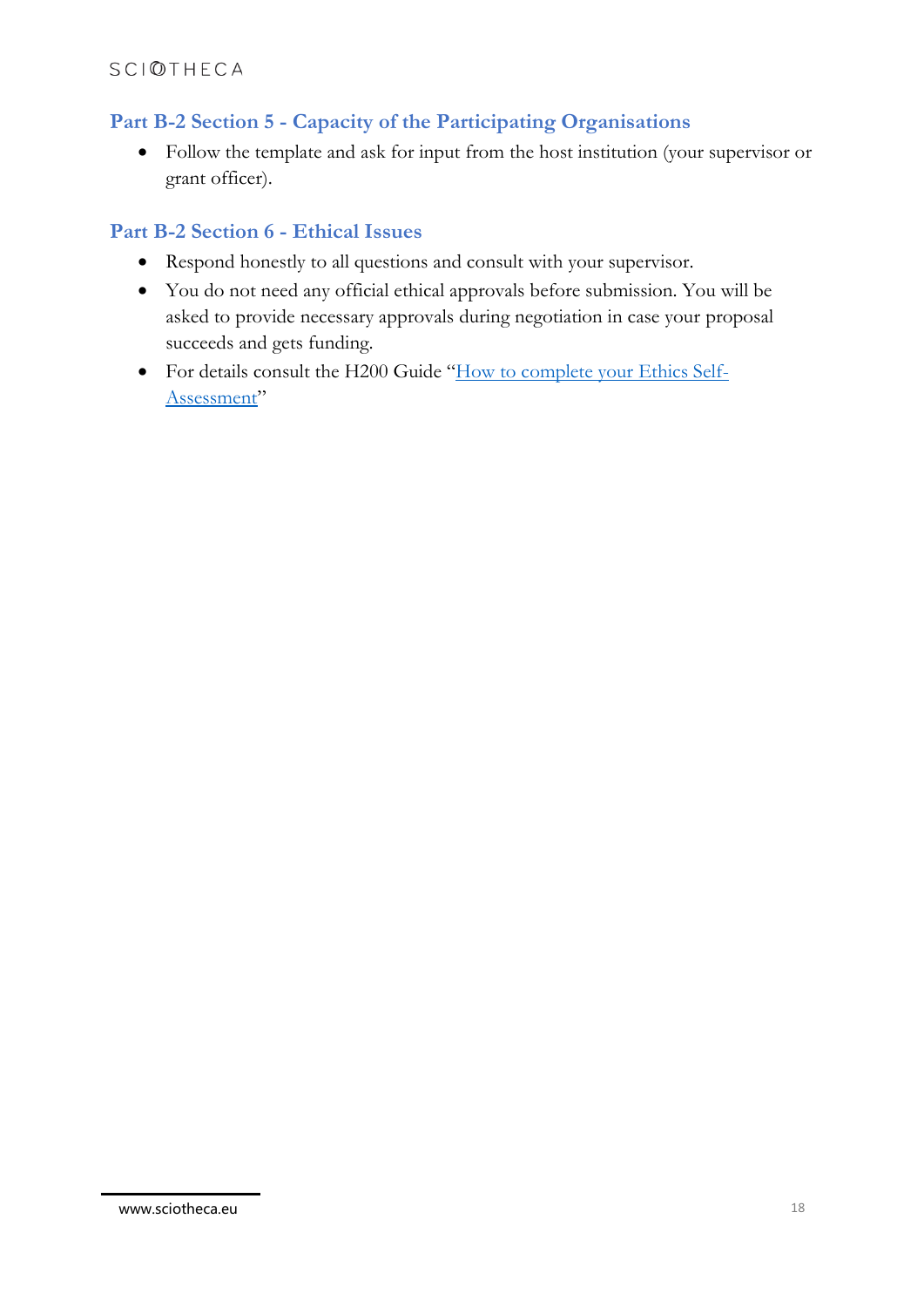## Part B-2 Section 5 - Capacity of the Participating Organisations

- Follow the template and ask for input from the host institution (your supervisor or grant officer).

## Part B-2 Section 6 - Ethical Issues

- Respond honestly to all questions and consult with your supervisor.
- You do not need any official ethical approvals before submission. You will be asked to provide necessary approvals during negotiation in case your proposal succeeds and gets funding.
- For details consult the H200 Guide "How to complete your Ethics Self-Assessment"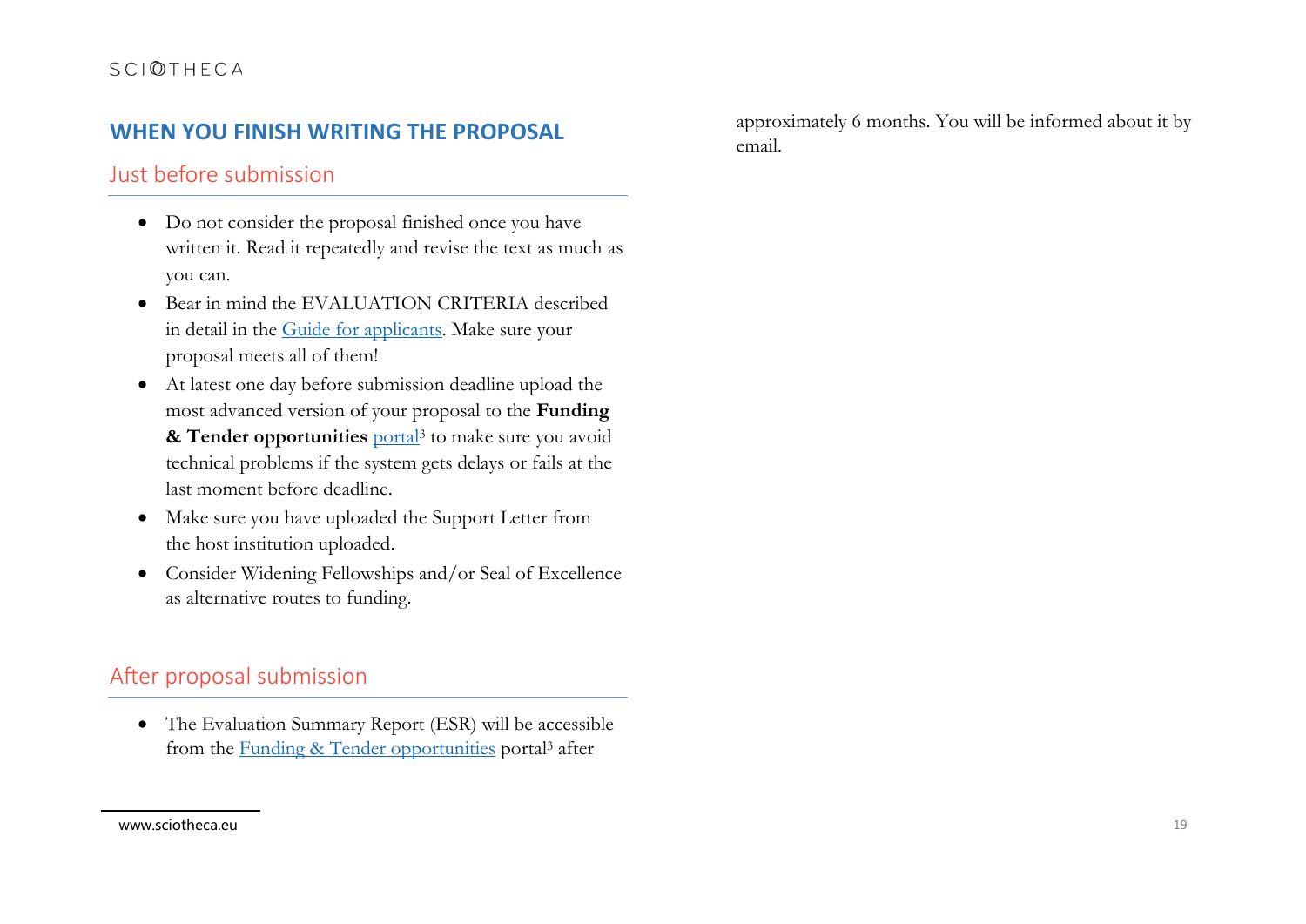## WHEN YOU FINISH WRITING THE PROPOSAL

### Just before submission

- Do not consider the proposal finished once you have written it. Read it repeatedly and revise the text as much as you can.
- Bear in mind the EVALUATION CRITERIA described in detail in the Guide for applicants. Make sure your proposal meets all of them!
- At latest one day before submission deadline upload the most advanced version of your proposal to the **Funding & Tender opportunities** portal[3] to make sure you avoid technical problems if the system gets delays or fails at the last moment before deadline.
- Make sure you have uploaded the Support Letter from the host institution uploaded.
- Consider Widening Fellowships and/or Seal of Excellence as alternative routes to funding.

### After proposal submission

- The Evaluation Summary Report (ESR) will be accessible from the Funding & Tender opportunities portal[3] after approximately 6 months. You will be informed about it by email.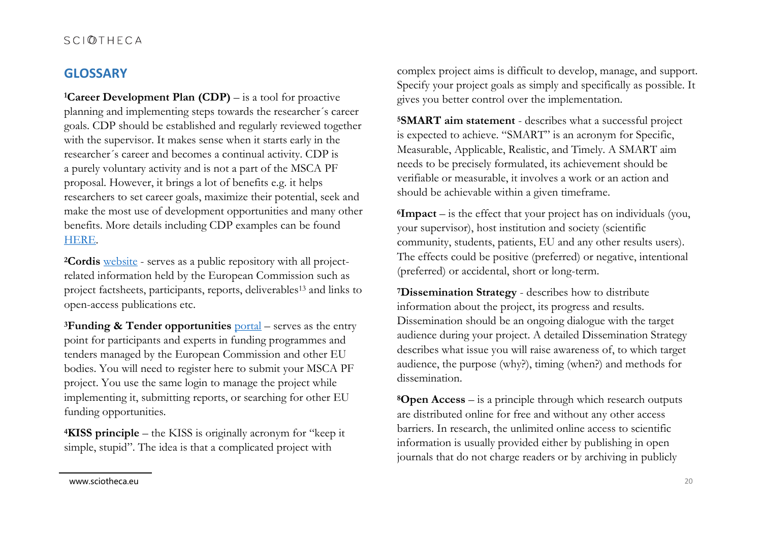## GLOSSARY

[1]**Career Development Plan (CDP)** – is a tool for proactive planning and implementing steps towards the researcher´s career goals. CDP should be established and regularly reviewed together with the supervisor. It makes sense when it starts early in the researcher´s career and becomes a continual activity. CDP is a purely voluntary activity and is not a part of the MSCA PF proposal. However, it brings a lot of benefits e.g. it helps researchers to set career goals, maximize their potential, seek and make the most use of development opportunities and many other benefits. More details including CDP examples can be found [HERE](#).

[2]**Cordis** [website](#) - serves as a public repository with all project-related information held by the European Commission such as project factsheets, participants, reports, deliverables[13] and links to open-access publications etc.

[3]**Funding & Tender opportunities** [portal](#) – serves as the entry point for participants and experts in funding programmes and tenders managed by the European Commission and other EU bodies. You will need to register here to submit your MSCA PF project. You use the same login to manage the project while implementing it, submitting reports, or searching for other EU funding opportunities.

[4]**KISS principle** – the KISS is originally acronym for "keep it simple, stupid". The idea is that a complicated project with complex project aims is difficult to develop, manage, and support. Specify your project goals as simply and specifically as possible. It gives you better control over the implementation.

[5]**SMART aim statement** - describes what a successful project is expected to achieve. "SMART" is an acronym for Specific, Measurable, Applicable, Realistic, and Timely. A SMART aim needs to be precisely formulated, its achievement should be verifiable or measurable, it involves a work or an action and should be achievable within a given timeframe.

[6]**Impact** – is the effect that your project has on individuals (you, your supervisor), host institution and society (scientific community, students, patients, EU and any other results users). The effects could be positive (preferred) or negative, intentional (preferred) or accidental, short or long-term.

[7]**Dissemination Strategy** - describes how to distribute information about the project, its progress and results. Dissemination should be an ongoing dialogue with the target audience during your project. A detailed Dissemination Strategy describes what issue you will raise awareness of, to which target audience, the purpose (why?), timing (when?) and methods for dissemination.

[8]**Open Access** – is a principle through which research outputs are distributed online for free and without any other access barriers. In research, the unlimited online access to scientific information is usually provided either by publishing in open journals that do not charge readers or by archiving in publicly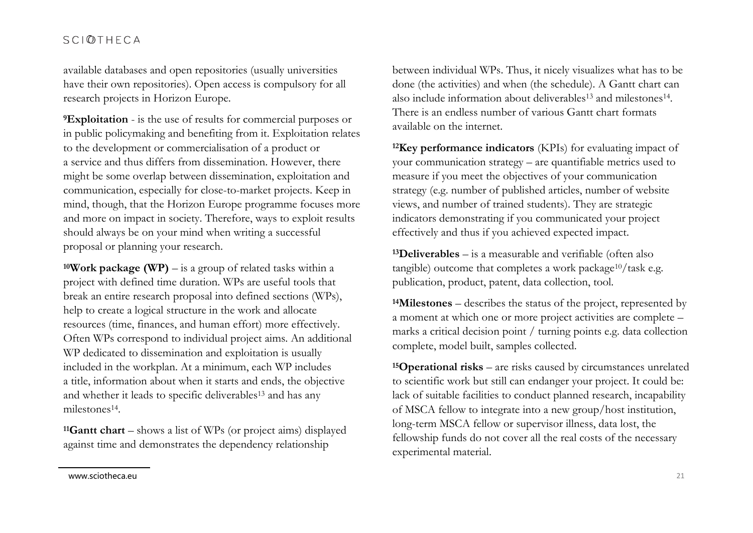available databases and open repositories (usually universities have their own repositories). Open access is compulsory for all research projects in Horizon Europe.

[9]**Exploitation** - is the use of results for commercial purposes or in public policymaking and benefiting from it. Exploitation relates to the development or commercialisation of a product or a service and thus differs from dissemination. However, there might be some overlap between dissemination, exploitation and communication, especially for close-to-market projects. Keep in mind, though, that the Horizon Europe programme focuses more and more on impact in society. Therefore, ways to exploit results should always be on your mind when writing a successful proposal or planning your research.

[10]**Work package (WP)** – is a group of related tasks within a project with defined time duration. WPs are useful tools that break an entire research proposal into defined sections (WPs), help to create a logical structure in the work and allocate resources (time, finances, and human effort) more effectively. Often WPs correspond to individual project aims. An additional WP dedicated to dissemination and exploitation is usually included in the workplan. At a minimum, each WP includes a title, information about when it starts and ends, the objective and whether it leads to specific deliverables[13] and has any milestones[14].

[11]**Gantt chart** – shows a list of WPs (or project aims) displayed against time and demonstrates the dependency relationship between individual WPs. Thus, it nicely visualizes what has to be done (the activities) and when (the schedule). A Gantt chart can also include information about deliverables[13] and milestones[14]. There is an endless number of various Gantt chart formats available on the internet.

[12]**Key performance indicators** (KPIs) for evaluating impact of your communication strategy – are quantifiable metrics used to measure if you meet the objectives of your communication strategy (e.g. number of published articles, number of website views, and number of trained students). They are strategic indicators demonstrating if you communicated your project effectively and thus if you achieved expected impact.

[13]**Deliverables** – is a measurable and verifiable (often also tangible) outcome that completes a work package[10]/task e.g. publication, product, patent, data collection, tool.

[14]**Milestones** – describes the status of the project, represented by a moment at which one or more project activities are complete – marks a critical decision point / turning points e.g. data collection complete, model built, samples collected.

[15]**Operational risks** – are risks caused by circumstances unrelated to scientific work but still can endanger your project. It could be: lack of suitable facilities to conduct planned research, incapability of MSCA fellow to integrate into a new group/host institution, long-term MSCA fellow or supervisor illness, data lost, the fellowship funds do not cover all the real costs of the necessary experimental material.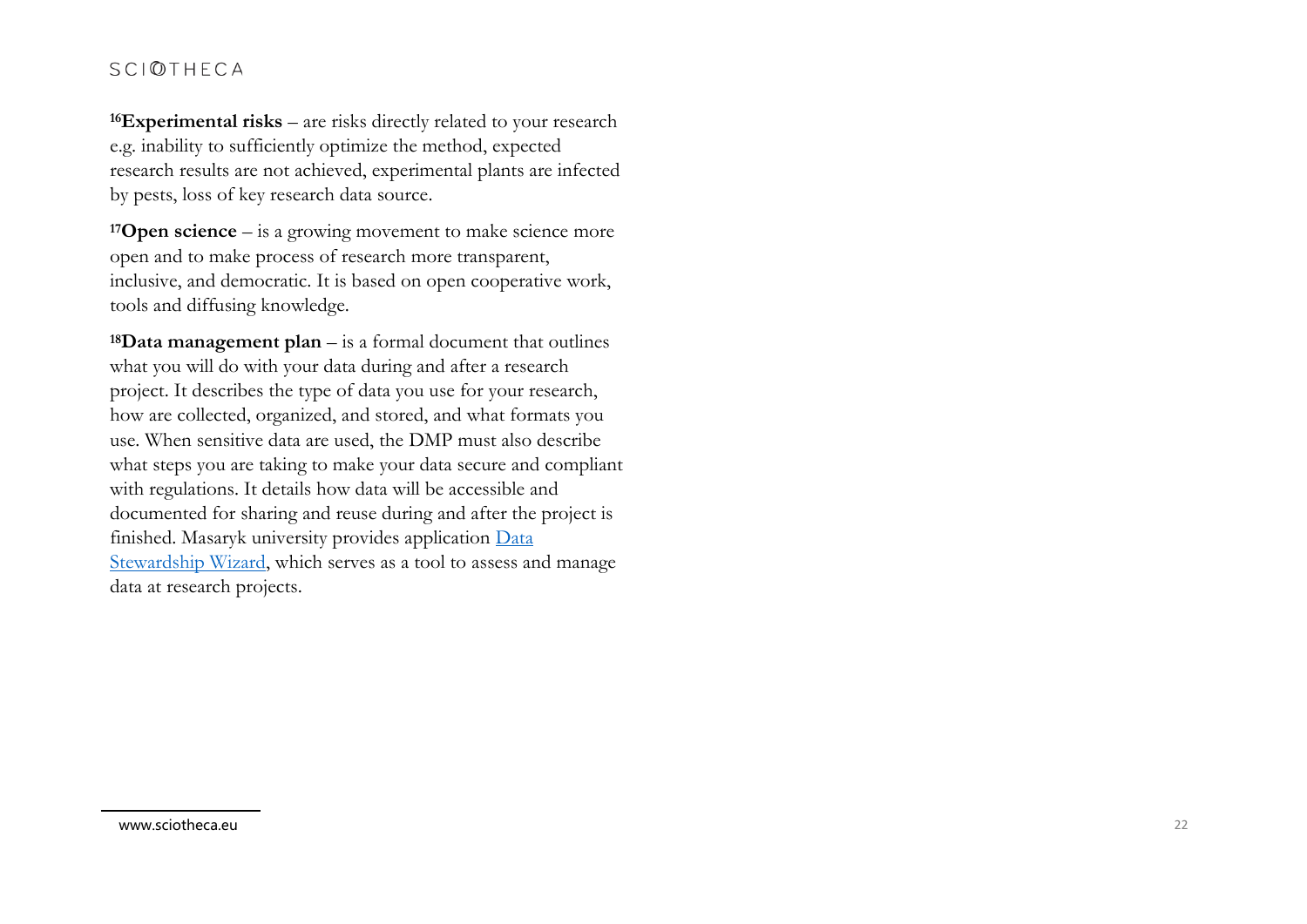[16]**Experimental risks** – are risks directly related to your research e.g. inability to sufficiently optimize the method, expected research results are not achieved, experimental plants are infected by pests, loss of key research data source.

[17]**Open science** – is a growing movement to make science more open and to make process of research more transparent, inclusive, and democratic. It is based on open cooperative work, tools and diffusing knowledge.

[18]**Data management plan** – is a formal document that outlines what you will do with your data during and after a research project. It describes the type of data you use for your research, how are collected, organized, and stored, and what formats you use. When sensitive data are used, the DMP must also describe what steps you are taking to make your data secure and compliant with regulations. It details how data will be accessible and documented for sharing and reuse during and after the project is finished. Masaryk university provides application Data Stewardship Wizard, which serves as a tool to assess and manage data at research projects.